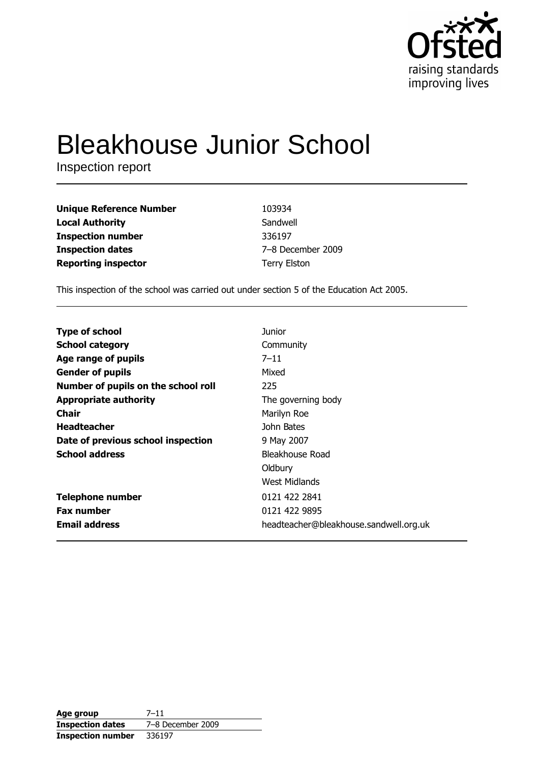Ofsted
raising standards
improving lives

# Bleakhouse Junior School

Inspection report

| | |
|---|---|
| **Unique Reference Number** | 103934 |
| **Local Authority** | Sandwell |
| **Inspection number** | 336197 |
| **Inspection dates** | 7–8 December 2009 |
| **Reporting inspector** | Terry Elston |

This inspection of the school was carried out under section 5 of the Education Act 2005.

| | |
|---|---|
| **Type of school** | Junior |
| **School category** | Community |
| **Age range of pupils** | 7–11 |
| **Gender of pupils** | Mixed |
| **Number of pupils on the school roll** | 225 |
| **Appropriate authority** | The governing body |
| **Chair** | Marilyn Roe |
| **Headteacher** | John Bates |
| **Date of previous school inspection** | 9 May 2007 |
| **School address** | Bleakhouse Road<br>Oldbury<br>West Midlands |
| **Telephone number** | 0121 422 2841 |
| **Fax number** | 0121 422 9895 |
| **Email address** | headteacher@bleakhouse.sandwell.org.uk |

| | |
|---|---|
| **Age group** | 7–11 |
| **Inspection dates** | 7–8 December 2009 |
| **Inspection number** | 336197 |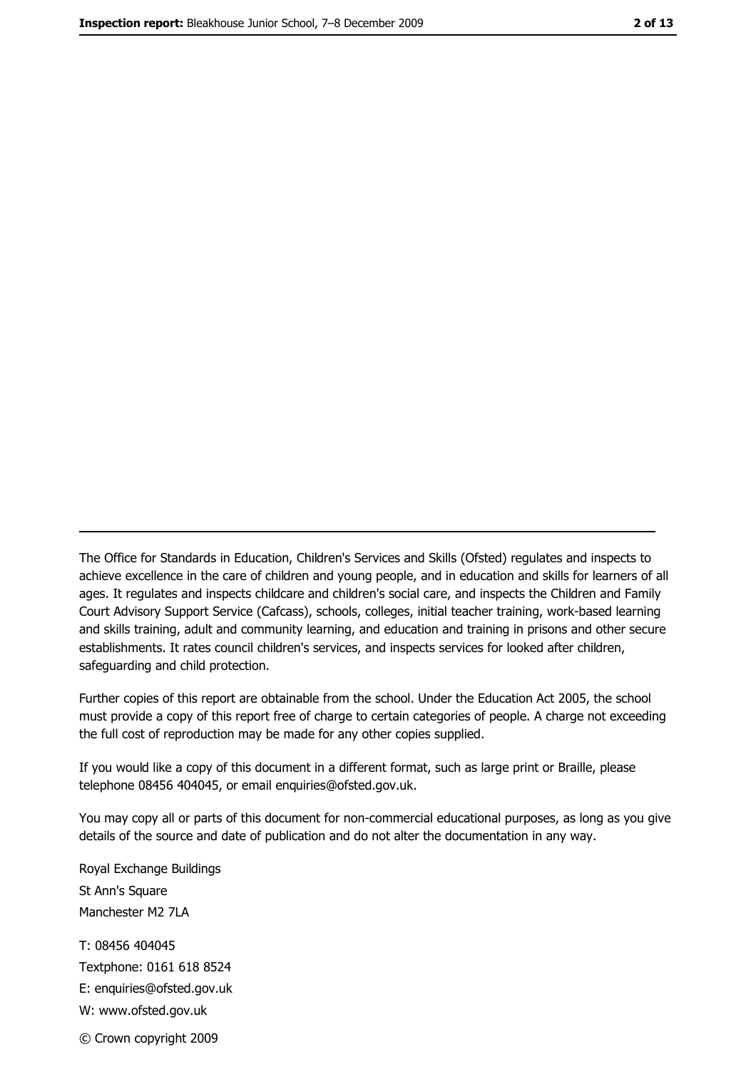---

The Office for Standards in Education, Children's Services and Skills (Ofsted) regulates and inspects to achieve excellence in the care of children and young people, and in education and skills for learners of all ages. It regulates and inspects childcare and children's social care, and inspects the Children and Family Court Advisory Support Service (Cafcass), schools, colleges, initial teacher training, work-based learning and skills training, adult and community learning, and education and training in prisons and other secure establishments. It rates council children's services, and inspects services for looked after children, safeguarding and child protection.

Further copies of this report are obtainable from the school. Under the Education Act 2005, the school must provide a copy of this report free of charge to certain categories of people. A charge not exceeding the full cost of reproduction may be made for any other copies supplied.

If you would like a copy of this document in a different format, such as large print or Braille, please telephone 08456 404045, or email enquiries@ofsted.gov.uk.

You may copy all or parts of this document for non-commercial educational purposes, as long as you give details of the source and date of publication and do not alter the documentation in any way.

Royal Exchange Buildings
St Ann's Square
Manchester M2 7LA

T: 08456 404045
Textphone: 0161 618 8524
E: enquiries@ofsted.gov.uk
W: www.ofsted.gov.uk

© Crown copyright 2009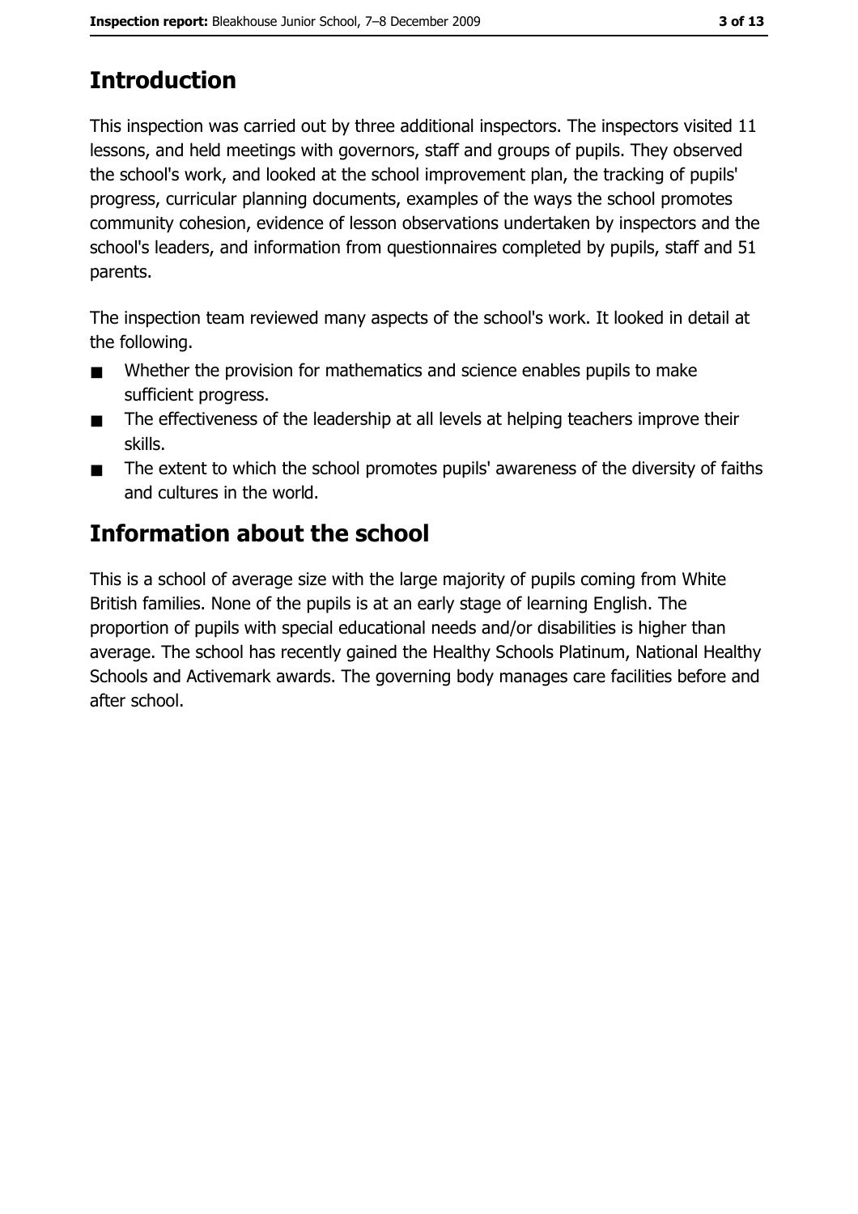## Introduction

This inspection was carried out by three additional inspectors. The inspectors visited 11 lessons, and held meetings with governors, staff and groups of pupils. They observed the school's work, and looked at the school improvement plan, the tracking of pupils' progress, curricular planning documents, examples of the ways the school promotes community cohesion, evidence of lesson observations undertaken by inspectors and the school's leaders, and information from questionnaires completed by pupils, staff and 51 parents.

The inspection team reviewed many aspects of the school's work. It looked in detail at the following.

- Whether the provision for mathematics and science enables pupils to make sufficient progress.
- The effectiveness of the leadership at all levels at helping teachers improve their skills.
- The extent to which the school promotes pupils' awareness of the diversity of faiths and cultures in the world.

## Information about the school

This is a school of average size with the large majority of pupils coming from White British families. None of the pupils is at an early stage of learning English. The proportion of pupils with special educational needs and/or disabilities is higher than average. The school has recently gained the Healthy Schools Platinum, National Healthy Schools and Activemark awards. The governing body manages care facilities before and after school.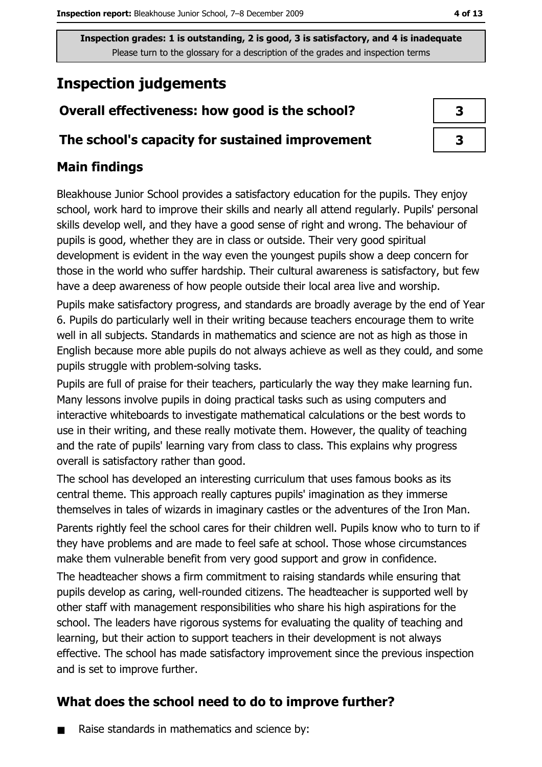Inspection grades: 1 is outstanding, 2 is good, 3 is satisfactory, and 4 is inadequate
Please turn to the glossary for a description of the grades and inspection terms

# Inspection judgements

| | |
|---|---|
| **Overall effectiveness: how good is the school?** | 3 |
| **The school's capacity for sustained improvement** | 3 |

## Main findings

Bleakhouse Junior School provides a satisfactory education for the pupils. They enjoy school, work hard to improve their skills and nearly all attend regularly. Pupils' personal skills develop well, and they have a good sense of right and wrong. The behaviour of pupils is good, whether they are in class or outside. Their very good spiritual development is evident in the way even the youngest pupils show a deep concern for those in the world who suffer hardship. Their cultural awareness is satisfactory, but few have a deep awareness of how people outside their local area live and worship.

Pupils make satisfactory progress, and standards are broadly average by the end of Year 6. Pupils do particularly well in their writing because teachers encourage them to write well in all subjects. Standards in mathematics and science are not as high as those in English because more able pupils do not always achieve as well as they could, and some pupils struggle with problem-solving tasks.

Pupils are full of praise for their teachers, particularly the way they make learning fun. Many lessons involve pupils in doing practical tasks such as using computers and interactive whiteboards to investigate mathematical calculations or the best words to use in their writing, and these really motivate them. However, the quality of teaching and the rate of pupils' learning vary from class to class. This explains why progress overall is satisfactory rather than good.

The school has developed an interesting curriculum that uses famous books as its central theme. This approach really captures pupils' imagination as they immerse themselves in tales of wizards in imaginary castles or the adventures of the Iron Man.

Parents rightly feel the school cares for their children well. Pupils know who to turn to if they have problems and are made to feel safe at school. Those whose circumstances make them vulnerable benefit from very good support and grow in confidence.

The headteacher shows a firm commitment to raising standards while ensuring that pupils develop as caring, well-rounded citizens. The headteacher is supported well by other staff with management responsibilities who share his high aspirations for the school. The leaders have rigorous systems for evaluating the quality of teaching and learning, but their action to support teachers in their development is not always effective. The school has made satisfactory improvement since the previous inspection and is set to improve further.

## What does the school need to do to improve further?

- Raise standards in mathematics and science by: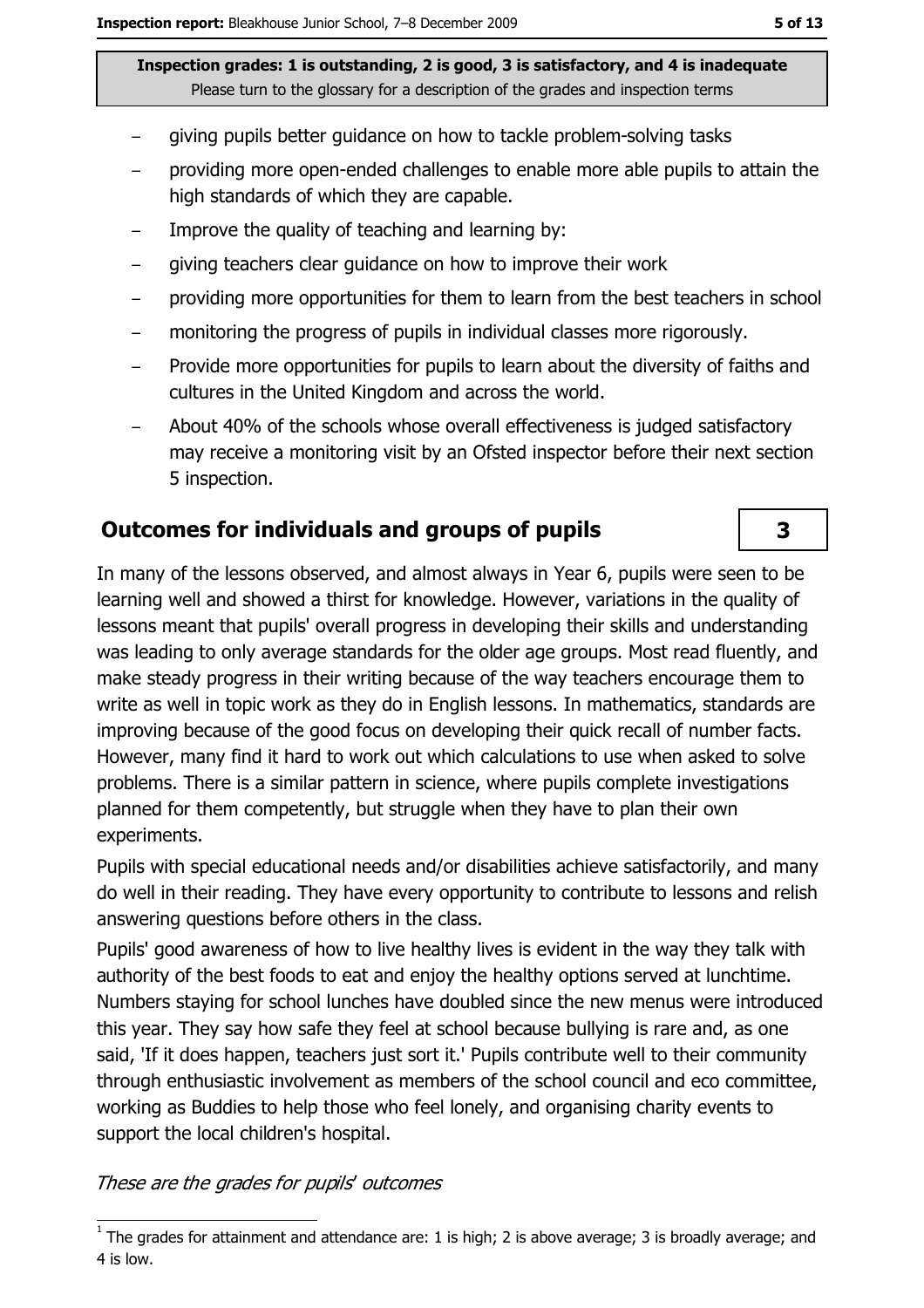Inspection grades: 1 is outstanding, 2 is good, 3 is satisfactory, and 4 is inadequate
Please turn to the glossary for a description of the grades and inspection terms

- giving pupils better guidance on how to tackle problem-solving tasks
- providing more open-ended challenges to enable more able pupils to attain the high standards of which they are capable.
- Improve the quality of teaching and learning by:
- giving teachers clear guidance on how to improve their work
- providing more opportunities for them to learn from the best teachers in school
- monitoring the progress of pupils in individual classes more rigorously.
- Provide more opportunities for pupils to learn about the diversity of faiths and cultures in the United Kingdom and across the world.
- About 40% of the schools whose overall effectiveness is judged satisfactory may receive a monitoring visit by an Ofsted inspector before their next section 5 inspection.

## Outcomes for individuals and groups of pupils

**3**

In many of the lessons observed, and almost always in Year 6, pupils were seen to be learning well and showed a thirst for knowledge. However, variations in the quality of lessons meant that pupils' overall progress in developing their skills and understanding was leading to only average standards for the older age groups. Most read fluently, and make steady progress in their writing because of the way teachers encourage them to write as well in topic work as they do in English lessons. In mathematics, standards are improving because of the good focus on developing their quick recall of number facts. However, many find it hard to work out which calculations to use when asked to solve problems. There is a similar pattern in science, where pupils complete investigations planned for them competently, but struggle when they have to plan their own experiments.

Pupils with special educational needs and/or disabilities achieve satisfactorily, and many do well in their reading. They have every opportunity to contribute to lessons and relish answering questions before others in the class.

Pupils' good awareness of how to live healthy lives is evident in the way they talk with authority of the best foods to eat and enjoy the healthy options served at lunchtime. Numbers staying for school lunches have doubled since the new menus were introduced this year. They say how safe they feel at school because bullying is rare and, as one said, 'If it does happen, teachers just sort it.' Pupils contribute well to their community through enthusiastic involvement as members of the school council and eco committee, working as Buddies to help those who feel lonely, and organising charity events to support the local children's hospital.

*These are the grades for pupils' outcomes*

[1] The grades for attainment and attendance are: 1 is high; 2 is above average; 3 is broadly average; and 4 is low.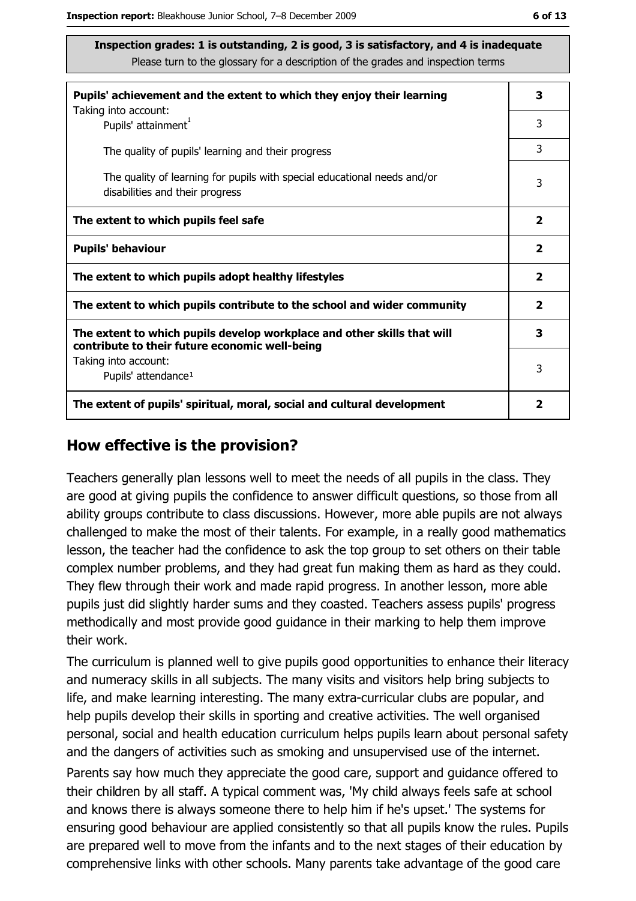**Inspection grades: 1 is outstanding, 2 is good, 3 is satisfactory, and 4 is inadequate**
Please turn to the glossary for a description of the grades and inspection terms

| | |
|---|---|
| **Pupils' achievement and the extent to which they enjoy their learning** | **3** |
| Taking into account: Pupils' attainment[1] | 3 |
| The quality of pupils' learning and their progress | 3 |
| The quality of learning for pupils with special educational needs and/or disabilities and their progress | 3 |
| **The extent to which pupils feel safe** | **2** |
| **Pupils' behaviour** | **2** |
| **The extent to which pupils adopt healthy lifestyles** | **2** |
| **The extent to which pupils contribute to the school and wider community** | **2** |
| **The extent to which pupils develop workplace and other skills that will contribute to their future economic well-being** | **3** |
| Taking into account: Pupils' attendance[1] | 3 |
| **The extent of pupils' spiritual, moral, social and cultural development** | **2** |

## How effective is the provision?

Teachers generally plan lessons well to meet the needs of all pupils in the class. They are good at giving pupils the confidence to answer difficult questions, so those from all ability groups contribute to class discussions. However, more able pupils are not always challenged to make the most of their talents. For example, in a really good mathematics lesson, the teacher had the confidence to ask the top group to set others on their table complex number problems, and they had great fun making them as hard as they could. They flew through their work and made rapid progress. In another lesson, more able pupils just did slightly harder sums and they coasted. Teachers assess pupils' progress methodically and most provide good guidance in their marking to help them improve their work.

The curriculum is planned well to give pupils good opportunities to enhance their literacy and numeracy skills in all subjects. The many visits and visitors help bring subjects to life, and make learning interesting. The many extra-curricular clubs are popular, and help pupils develop their skills in sporting and creative activities. The well organised personal, social and health education curriculum helps pupils learn about personal safety and the dangers of activities such as smoking and unsupervised use of the internet.

Parents say how much they appreciate the good care, support and guidance offered to their children by all staff. A typical comment was, 'My child always feels safe at school and knows there is always someone there to help him if he's upset.' The systems for ensuring good behaviour are applied consistently so that all pupils know the rules. Pupils are prepared well to move from the infants and to the next stages of their education by comprehensive links with other schools. Many parents take advantage of the good care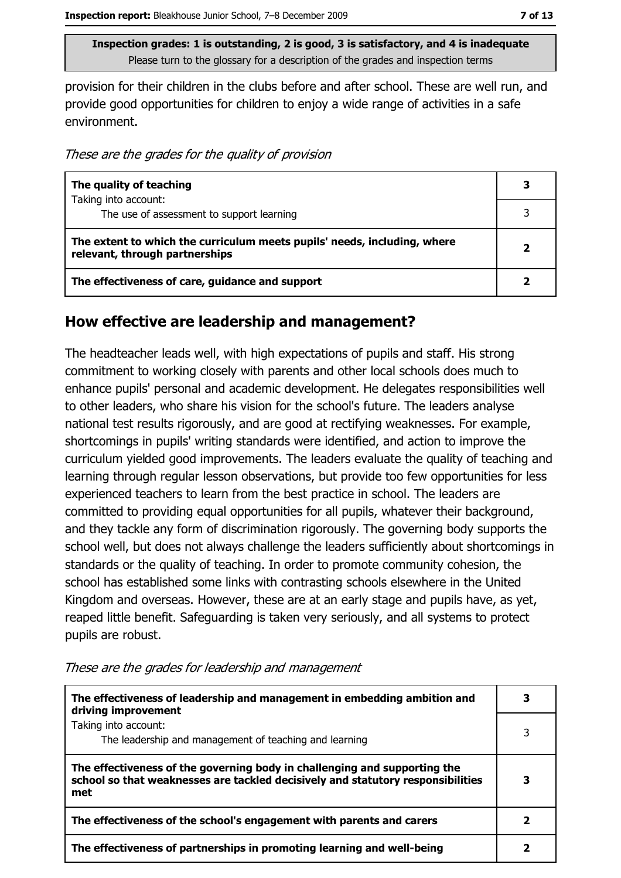**Inspection grades: 1 is outstanding, 2 is good, 3 is satisfactory, and 4 is inadequate**
Please turn to the glossary for a description of the grades and inspection terms

provision for their children in the clubs before and after school. These are well run, and provide good opportunities for children to enjoy a wide range of activities in a safe environment.

*These are the grades for the quality of provision*

| | |
|---|---|
| **The quality of teaching**<br>Taking into account:<br>The use of assessment to support learning | **3**<br><br>3 |
| **The extent to which the curriculum meets pupils' needs, including, where relevant, through partnerships** | **2** |
| **The effectiveness of care, guidance and support** | **2** |

## How effective are leadership and management?

The headteacher leads well, with high expectations of pupils and staff. His strong commitment to working closely with parents and other local schools does much to enhance pupils' personal and academic development. He delegates responsibilities well to other leaders, who share his vision for the school's future. The leaders analyse national test results rigorously, and are good at rectifying weaknesses. For example, shortcomings in pupils' writing standards were identified, and action to improve the curriculum yielded good improvements. The leaders evaluate the quality of teaching and learning through regular lesson observations, but provide too few opportunities for less experienced teachers to learn from the best practice in school. The leaders are committed to providing equal opportunities for all pupils, whatever their background, and they tackle any form of discrimination rigorously. The governing body supports the school well, but does not always challenge the leaders sufficiently about shortcomings in standards or the quality of teaching. In order to promote community cohesion, the school has established some links with contrasting schools elsewhere in the United Kingdom and overseas. However, these are at an early stage and pupils have, as yet, reaped little benefit. Safeguarding is taken very seriously, and all systems to protect pupils are robust.

*These are the grades for leadership and management*

| | |
|---|---|
| **The effectiveness of leadership and management in embedding ambition and driving improvement**<br>Taking into account:<br>The leadership and management of teaching and learning | **3**<br><br>3 |
| **The effectiveness of the governing body in challenging and supporting the school so that weaknesses are tackled decisively and statutory responsibilities met** | **3** |
| **The effectiveness of the school's engagement with parents and carers** | **2** |
| **The effectiveness of partnerships in promoting learning and well-being** | **2** |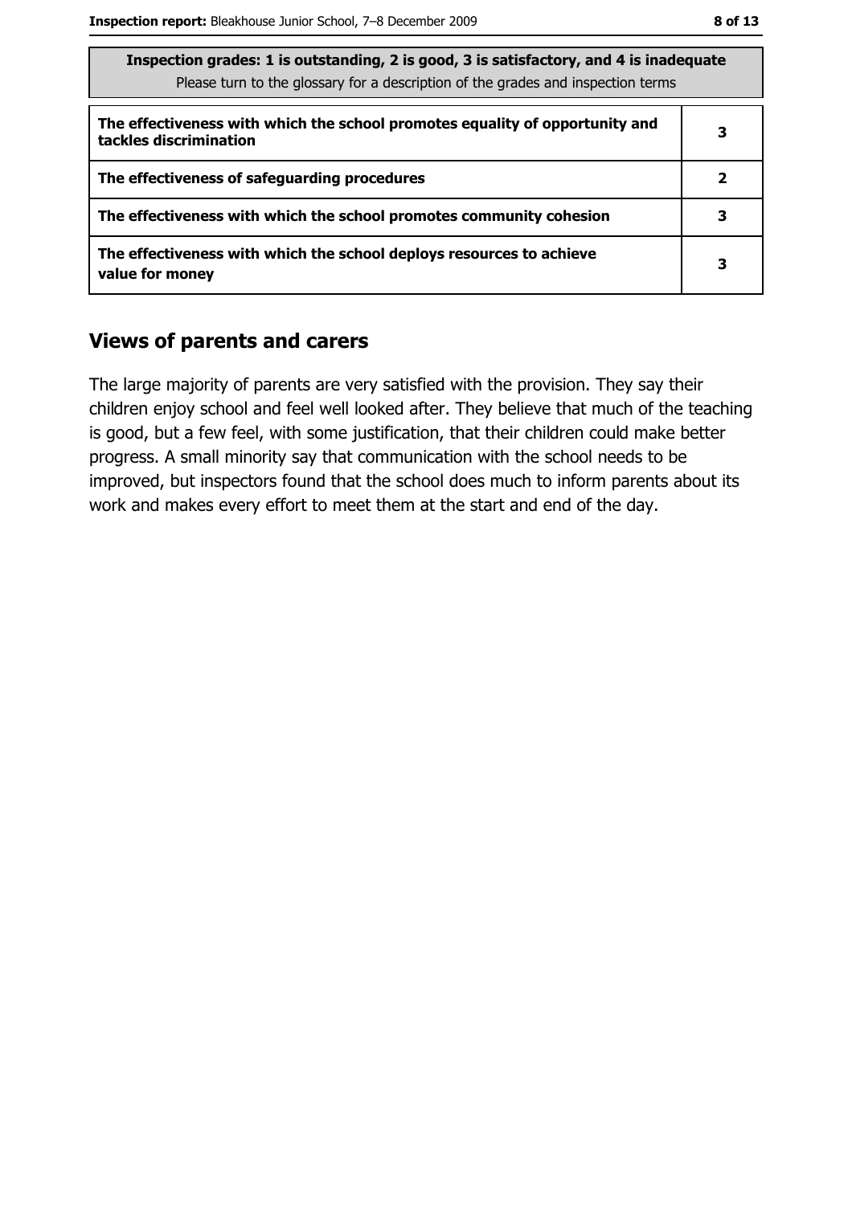| Inspection grades: 1 is outstanding, 2 is good, 3 is satisfactory, and 4 is inadequate<br>Please turn to the glossary for a description of the grades and inspection terms | |
|---|---|
| The effectiveness with which the school promotes equality of opportunity and tackles discrimination | 3 |
| The effectiveness of safeguarding procedures | 2 |
| The effectiveness with which the school promotes community cohesion | 3 |
| The effectiveness with which the school deploys resources to achieve value for money | 3 |

## Views of parents and carers

The large majority of parents are very satisfied with the provision. They say their children enjoy school and feel well looked after. They believe that much of the teaching is good, but a few feel, with some justification, that their children could make better progress. A small minority say that communication with the school needs to be improved, but inspectors found that the school does much to inform parents about its work and makes every effort to meet them at the start and end of the day.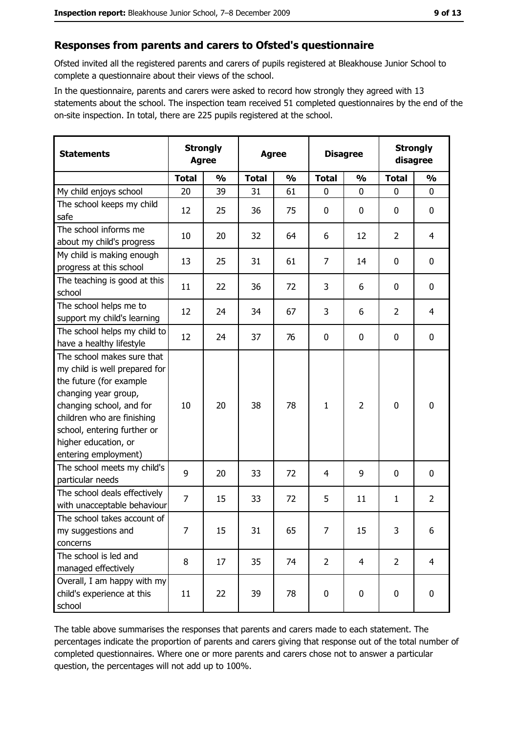## Responses from parents and carers to Ofsted's questionnaire

Ofsted invited all the registered parents and carers of pupils registered at Bleakhouse Junior School to complete a questionnaire about their views of the school.

In the questionnaire, parents and carers were asked to record how strongly they agreed with 13 statements about the school. The inspection team received 51 completed questionnaires by the end of the on-site inspection. In total, there are 225 pupils registered at the school.

| Statements | Strongly Agree | | Agree | | Disagree | | Strongly disagree | |
|---|---|---|---|---|---|---|---|---|
| | Total | % | Total | % | Total | % | Total | % |
| My child enjoys school | 20 | 39 | 31 | 61 | 0 | 0 | 0 | 0 |
| The school keeps my child safe | 12 | 25 | 36 | 75 | 0 | 0 | 0 | 0 |
| The school informs me about my child's progress | 10 | 20 | 32 | 64 | 6 | 12 | 2 | 4 |
| My child is making enough progress at this school | 13 | 25 | 31 | 61 | 7 | 14 | 0 | 0 |
| The teaching is good at this school | 11 | 22 | 36 | 72 | 3 | 6 | 0 | 0 |
| The school helps me to support my child's learning | 12 | 24 | 34 | 67 | 3 | 6 | 2 | 4 |
| The school helps my child to have a healthy lifestyle | 12 | 24 | 37 | 76 | 0 | 0 | 0 | 0 |
| The school makes sure that my child is well prepared for the future (for example changing year group, changing school, and for children who are finishing school, entering further or higher education, or entering employment) | 10 | 20 | 38 | 78 | 1 | 2 | 0 | 0 |
| The school meets my child's particular needs | 9 | 20 | 33 | 72 | 4 | 9 | 0 | 0 |
| The school deals effectively with unacceptable behaviour | 7 | 15 | 33 | 72 | 5 | 11 | 1 | 2 |
| The school takes account of my suggestions and concerns | 7 | 15 | 31 | 65 | 7 | 15 | 3 | 6 |
| The school is led and managed effectively | 8 | 17 | 35 | 74 | 2 | 4 | 2 | 4 |
| Overall, I am happy with my child's experience at this school | 11 | 22 | 39 | 78 | 0 | 0 | 0 | 0 |

The table above summarises the responses that parents and carers made to each statement. The percentages indicate the proportion of parents and carers giving that response out of the total number of completed questionnaires. Where one or more parents and carers chose not to answer a particular question, the percentages will not add up to 100%.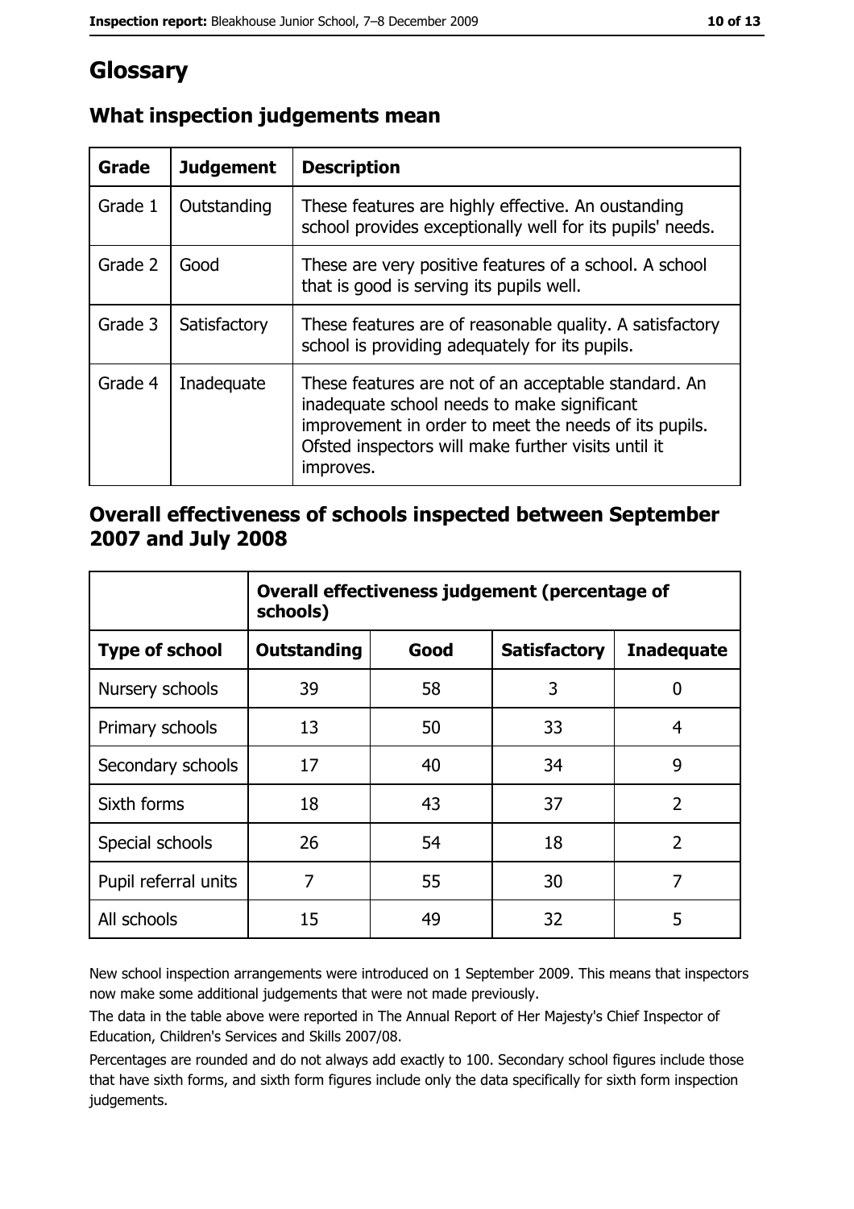# Glossary

## What inspection judgements mean

| Grade | Judgement | Description |
|---|---|---|
| Grade 1 | Outstanding | These features are highly effective. An oustanding school provides exceptionally well for its pupils' needs. |
| Grade 2 | Good | These are very positive features of a school. A school that is good is serving its pupils well. |
| Grade 3 | Satisfactory | These features are of reasonable quality. A satisfactory school is providing adequately for its pupils. |
| Grade 4 | Inadequate | These features are not of an acceptable standard. An inadequate school needs to make significant improvement in order to meet the needs of its pupils. Ofsted inspectors will make further visits until it improves. |

## Overall effectiveness of schools inspected between September 2007 and July 2008

| | Overall effectiveness judgement (percentage of schools) | | | |
|---|---|---|---|---|
| **Type of school** | **Outstanding** | **Good** | **Satisfactory** | **Inadequate** |
| Nursery schools | 39 | 58 | 3 | 0 |
| Primary schools | 13 | 50 | 33 | 4 |
| Secondary schools | 17 | 40 | 34 | 9 |
| Sixth forms | 18 | 43 | 37 | 2 |
| Special schools | 26 | 54 | 18 | 2 |
| Pupil referral units | 7 | 55 | 30 | 7 |
| All schools | 15 | 49 | 32 | 5 |

New school inspection arrangements were introduced on 1 September 2009. This means that inspectors now make some additional judgements that were not made previously.

The data in the table above were reported in The Annual Report of Her Majesty's Chief Inspector of Education, Children's Services and Skills 2007/08.

Percentages are rounded and do not always add exactly to 100. Secondary school figures include those that have sixth forms, and sixth form figures include only the data specifically for sixth form inspection judgements.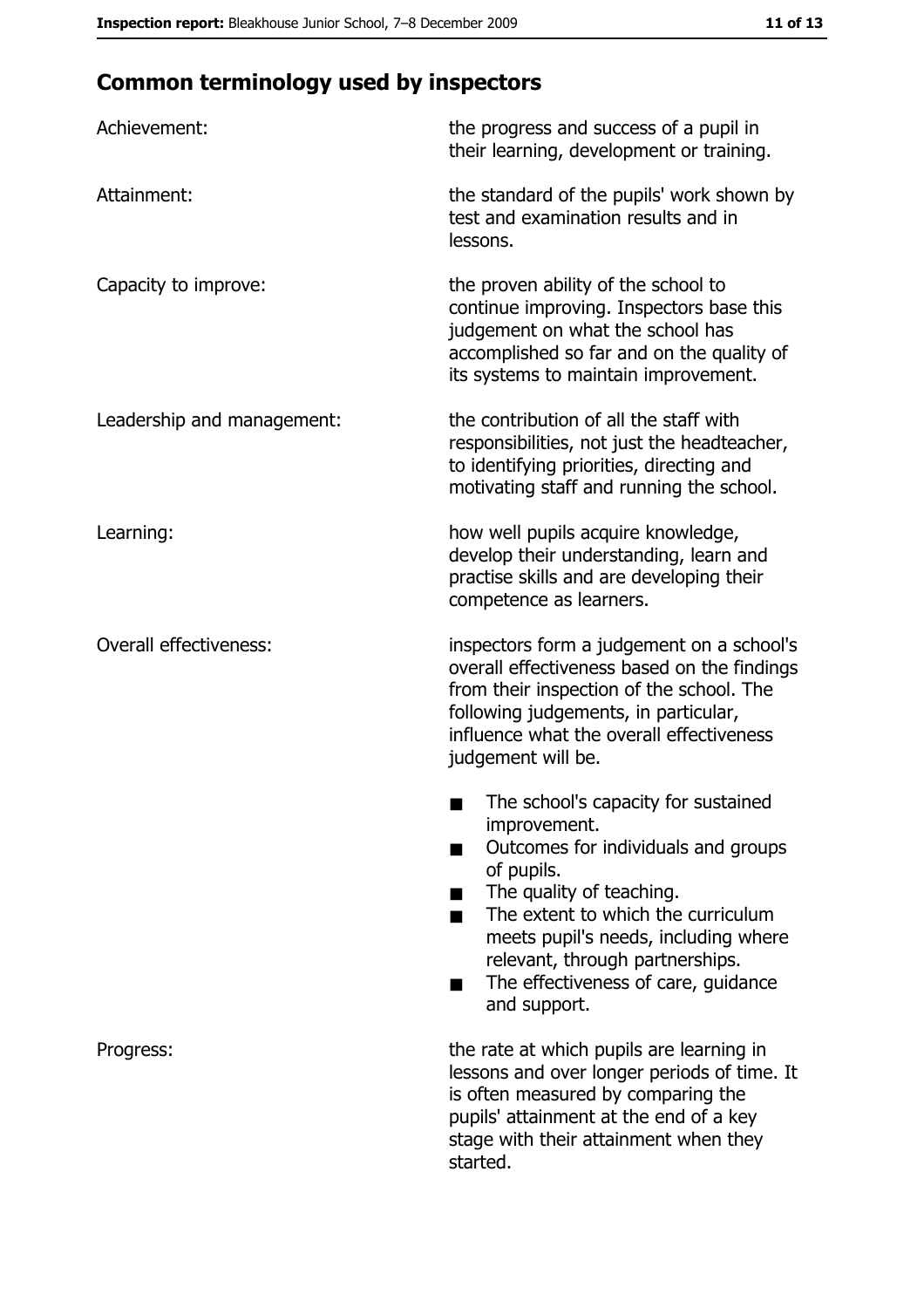## Common terminology used by inspectors

| | |
|---|---|
| Achievement: | the progress and success of a pupil in their learning, development or training. |
| Attainment: | the standard of the pupils' work shown by test and examination results and in lessons. |
| Capacity to improve: | the proven ability of the school to continue improving. Inspectors base this judgement on what the school has accomplished so far and on the quality of its systems to maintain improvement. |
| Leadership and management: | the contribution of all the staff with responsibilities, not just the headteacher, to identifying priorities, directing and motivating staff and running the school. |
| Learning: | how well pupils acquire knowledge, develop their understanding, learn and practise skills and are developing their competence as learners. |
| Overall effectiveness: | inspectors form a judgement on a school's overall effectiveness based on the findings from their inspection of the school. The following judgements, in particular, influence what the overall effectiveness judgement will be.<br>■ The school's capacity for sustained improvement.<br>■ Outcomes for individuals and groups of pupils.<br>■ The quality of teaching.<br>■ The extent to which the curriculum meets pupil's needs, including where relevant, through partnerships.<br>■ The effectiveness of care, guidance and support. |
| Progress: | the rate at which pupils are learning in lessons and over longer periods of time. It is often measured by comparing the pupils' attainment at the end of a key stage with their attainment when they started. |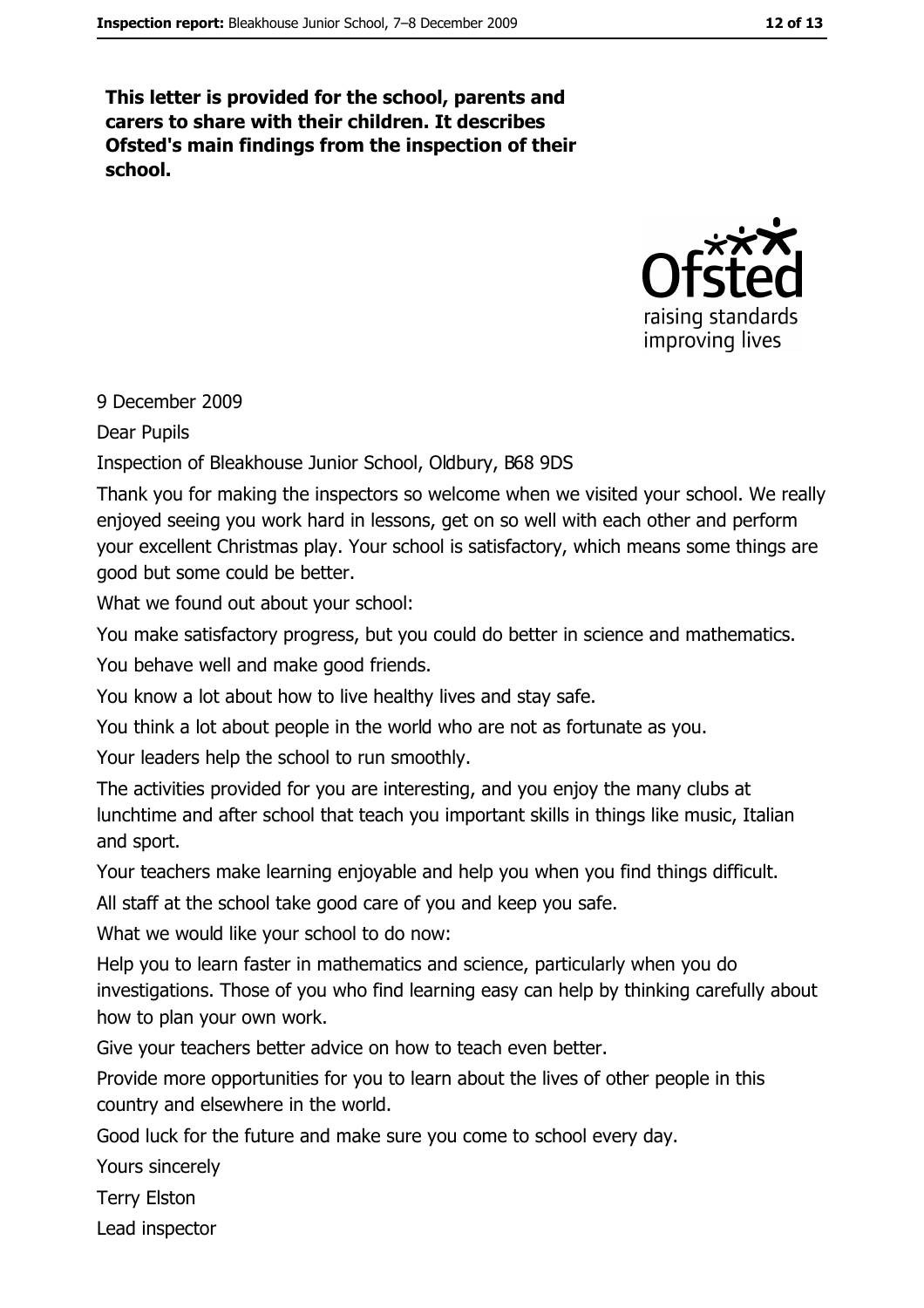**This letter is provided for the school, parents and carers to share with their children. It describes Ofsted's main findings from the inspection of their school.**

9 December 2009

Dear Pupils

Inspection of Bleakhouse Junior School, Oldbury, B68 9DS

Thank you for making the inspectors so welcome when we visited your school. We really enjoyed seeing you work hard in lessons, get on so well with each other and perform your excellent Christmas play. Your school is satisfactory, which means some things are good but some could be better.

What we found out about your school:

You make satisfactory progress, but you could do better in science and mathematics.

You behave well and make good friends.

You know a lot about how to live healthy lives and stay safe.

You think a lot about people in the world who are not as fortunate as you.

Your leaders help the school to run smoothly.

The activities provided for you are interesting, and you enjoy the many clubs at lunchtime and after school that teach you important skills in things like music, Italian and sport.

Your teachers make learning enjoyable and help you when you find things difficult.

All staff at the school take good care of you and keep you safe.

What we would like your school to do now:

Help you to learn faster in mathematics and science, particularly when you do investigations. Those of you who find learning easy can help by thinking carefully about how to plan your own work.

Give your teachers better advice on how to teach even better.

Provide more opportunities for you to learn about the lives of other people in this country and elsewhere in the world.

Good luck for the future and make sure you come to school every day.

Yours sincerely

Terry Elston

Lead inspector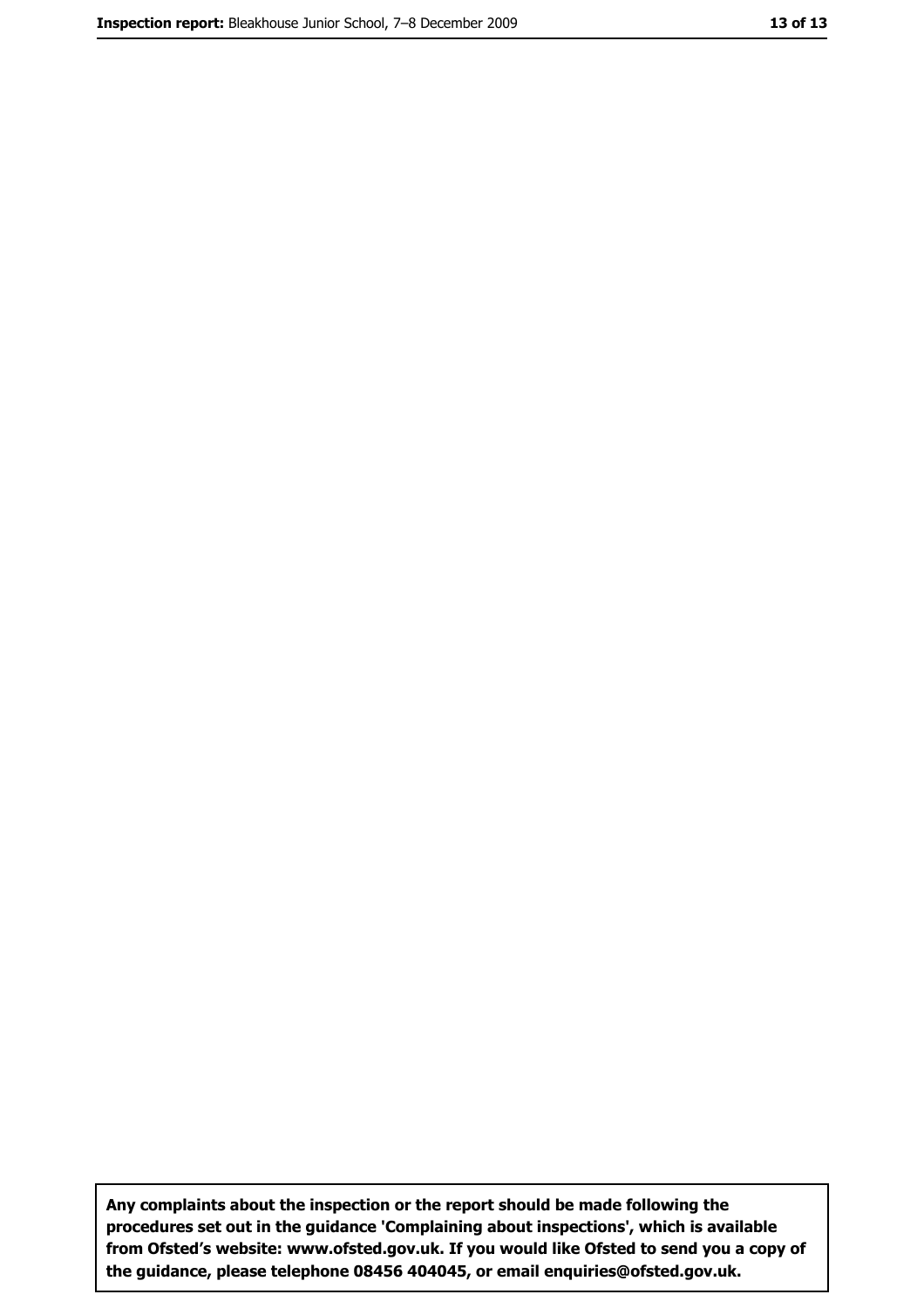**Any complaints about the inspection or the report should be made following the procedures set out in the guidance 'Complaining about inspections', which is available from Ofsted's website: www.ofsted.gov.uk. If you would like Ofsted to send you a copy of the guidance, please telephone 08456 404045, or email enquiries@ofsted.gov.uk.**